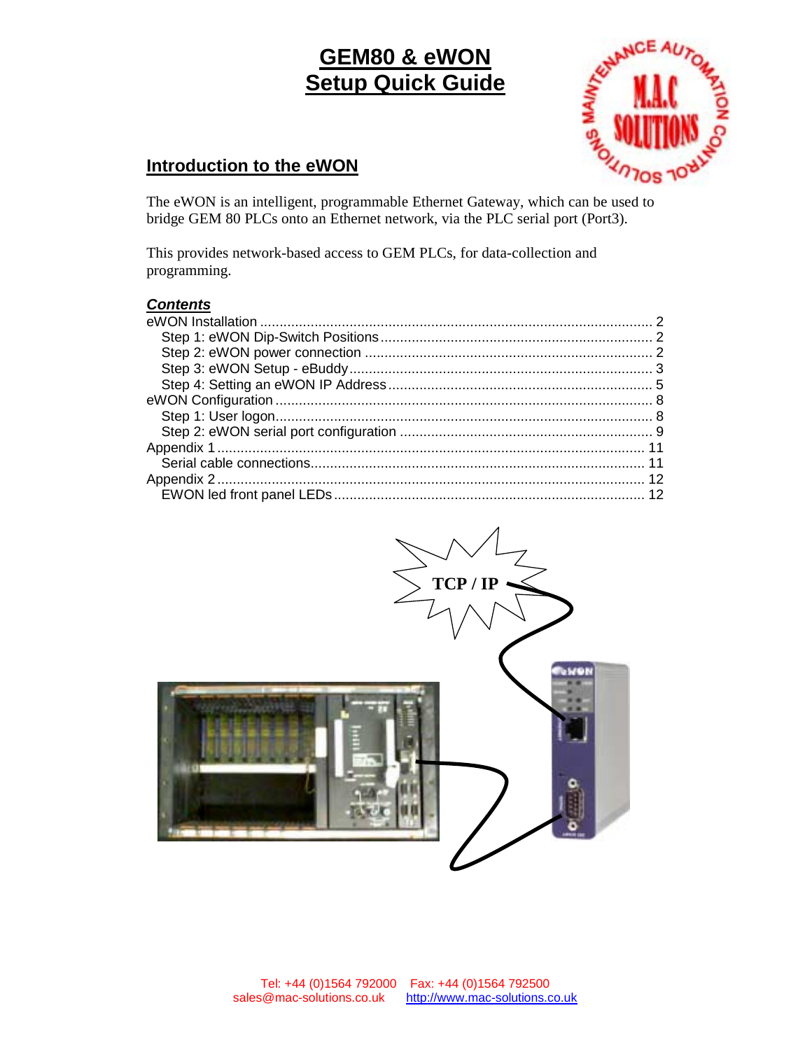# GEM80 & eWON Setup Quick Guide

## Introduction to the eWON

The eWON is an intelligent, programmable Ethernet Gateway, which can be used to bridge GEM 80 PLCs onto an Ethernet network, via the PLC serial port (Port3).

This provides network-based access to GEM PLCs, for data-collection and programming.

### *Contents*

eWON Installation .......... 2
- Step 1: eWON Dip-Switch Positions .......... 2
- Step 2: eWON power connection .......... 2
- Step 3: eWON Setup - eBuddy .......... 3
- Step 4: Setting an eWON IP Address .......... 5

eWON Configuration .......... 8
- Step 1: User logon .......... 8
- Step 2: eWON serial port configuration .......... 9

Appendix 1 .......... 11
- Serial cable connections .......... 11

Appendix 2 .......... 12
- EWON led front panel LEDs .......... 12

TCP / IP

Tel: +44 (0)1564 792000 Fax: +44 (0)1564 792500
sales@mac-solutions.co.uk http://www.mac-solutions.co.uk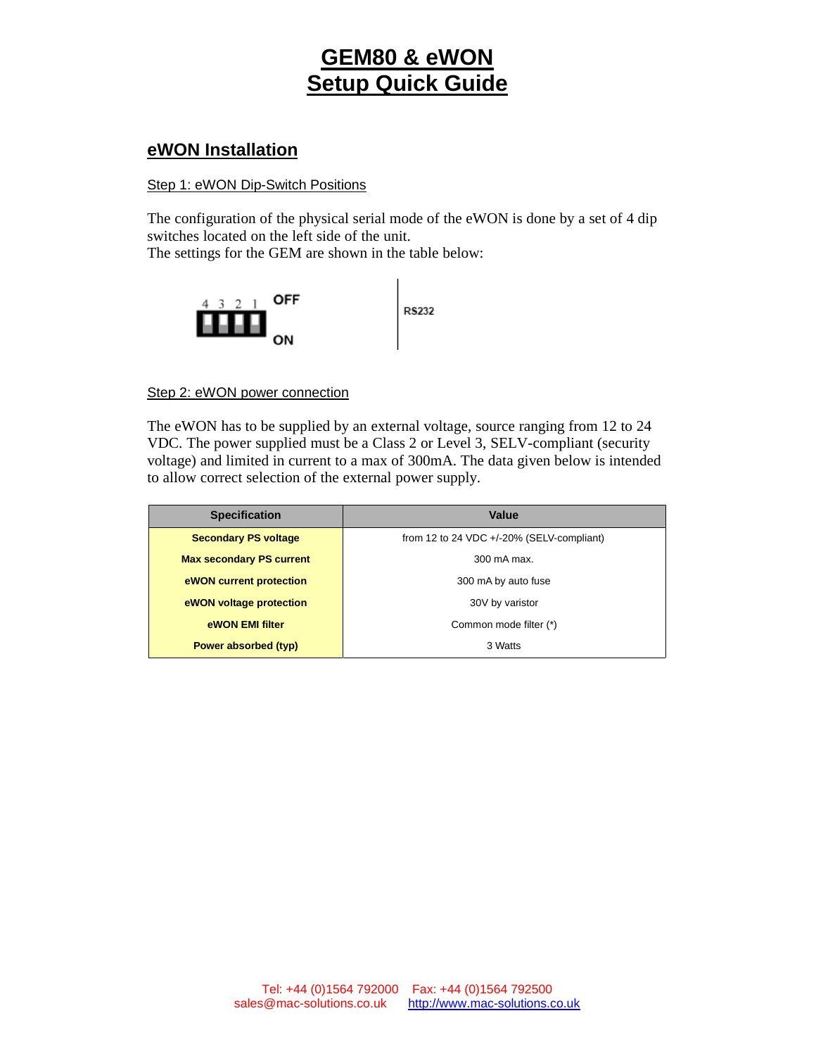# GEM80 & eWON Setup Quick Guide

## eWON Installation

### Step 1: eWON Dip-Switch Positions

The configuration of the physical serial mode of the eWON is done by a set of 4 dip switches located on the left side of the unit.
The settings for the GEM are shown in the table below:

4 3 2 1 OFF

ON

RS232

### Step 2: eWON power connection

The eWON has to be supplied by an external voltage, source ranging from 12 to 24 VDC. The power supplied must be a Class 2 or Level 3, SELV-compliant (security voltage) and limited in current to a max of 300mA. The data given below is intended to allow correct selection of the external power supply.

| Specification | Value |
|---|---|
| **Secondary PS voltage** | from 12 to 24 VDC +/-20% (SELV-compliant) |
| **Max secondary PS current** | 300 mA max. |
| **eWON current protection** | 300 mA by auto fuse |
| **eWON voltage protection** | 30V by varistor |
| **eWON EMI filter** | Common mode filter (*) |
| **Power absorbed (typ)** | 3 Watts |

Tel: +44 (0)1564 792000 Fax: +44 (0)1564 792500
sales@mac-solutions.co.uk http://www.mac-solutions.co.uk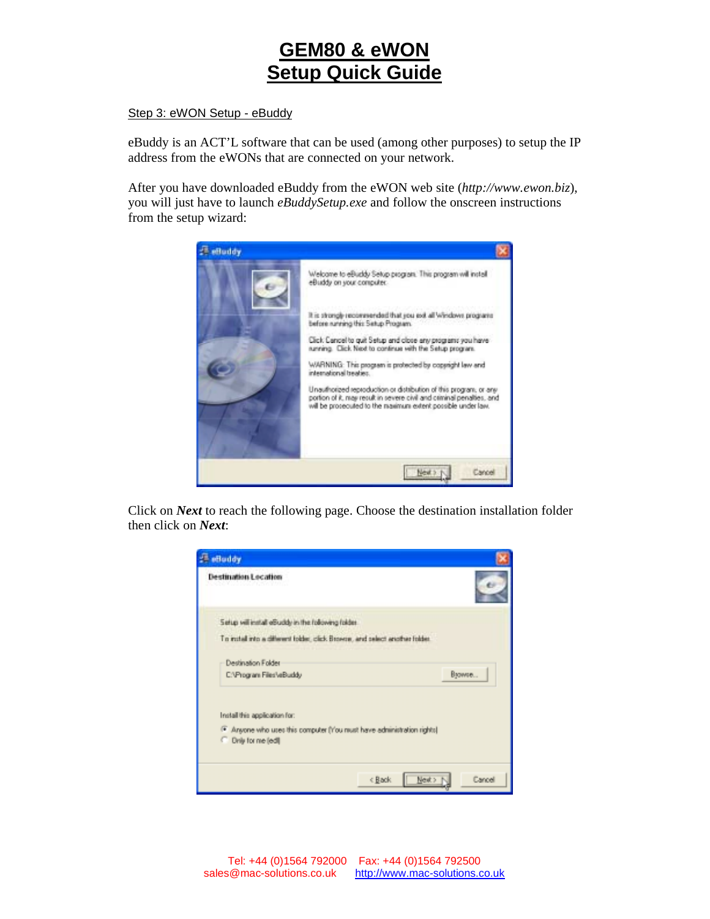# GEM80 & eWON Setup Quick Guide

Step 3: eWON Setup - eBuddy

eBuddy is an ACT'L software that can be used (among other purposes) to setup the IP address from the eWONs that are connected on your network.

After you have downloaded eBuddy from the eWON web site (*http://www.ewon.biz*), you will just have to launch *eBuddySetup.exe* and follow the onscreen instructions from the setup wizard:

Click on ***Next*** to reach the following page. Choose the destination installation folder then click on ***Next***: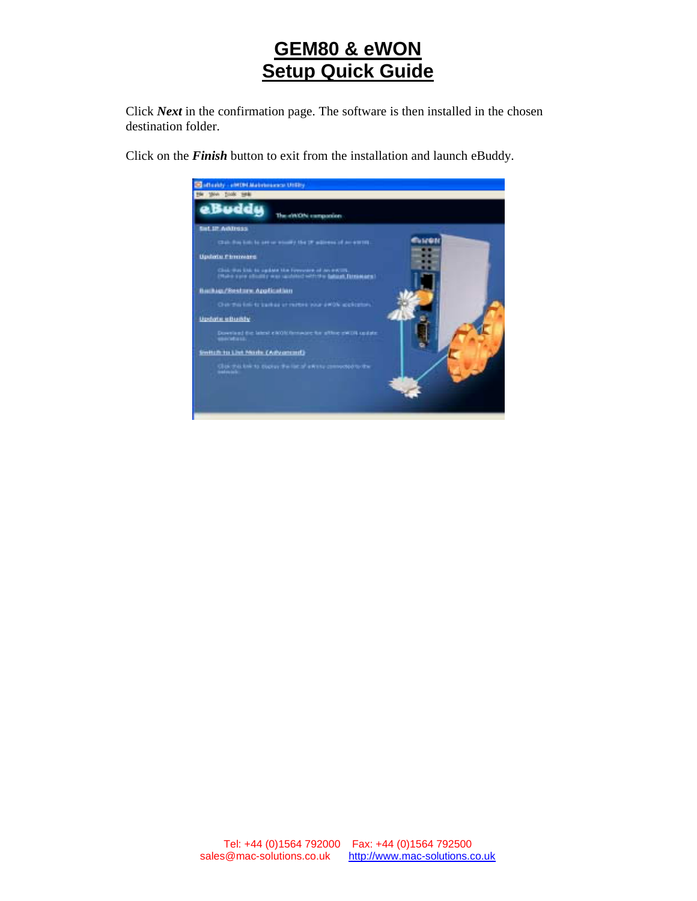# GEM80 & eWON Setup Quick Guide

Click ***Next*** in the confirmation page. The software is then installed in the chosen destination folder.

Click on the ***Finish*** button to exit from the installation and launch eBuddy.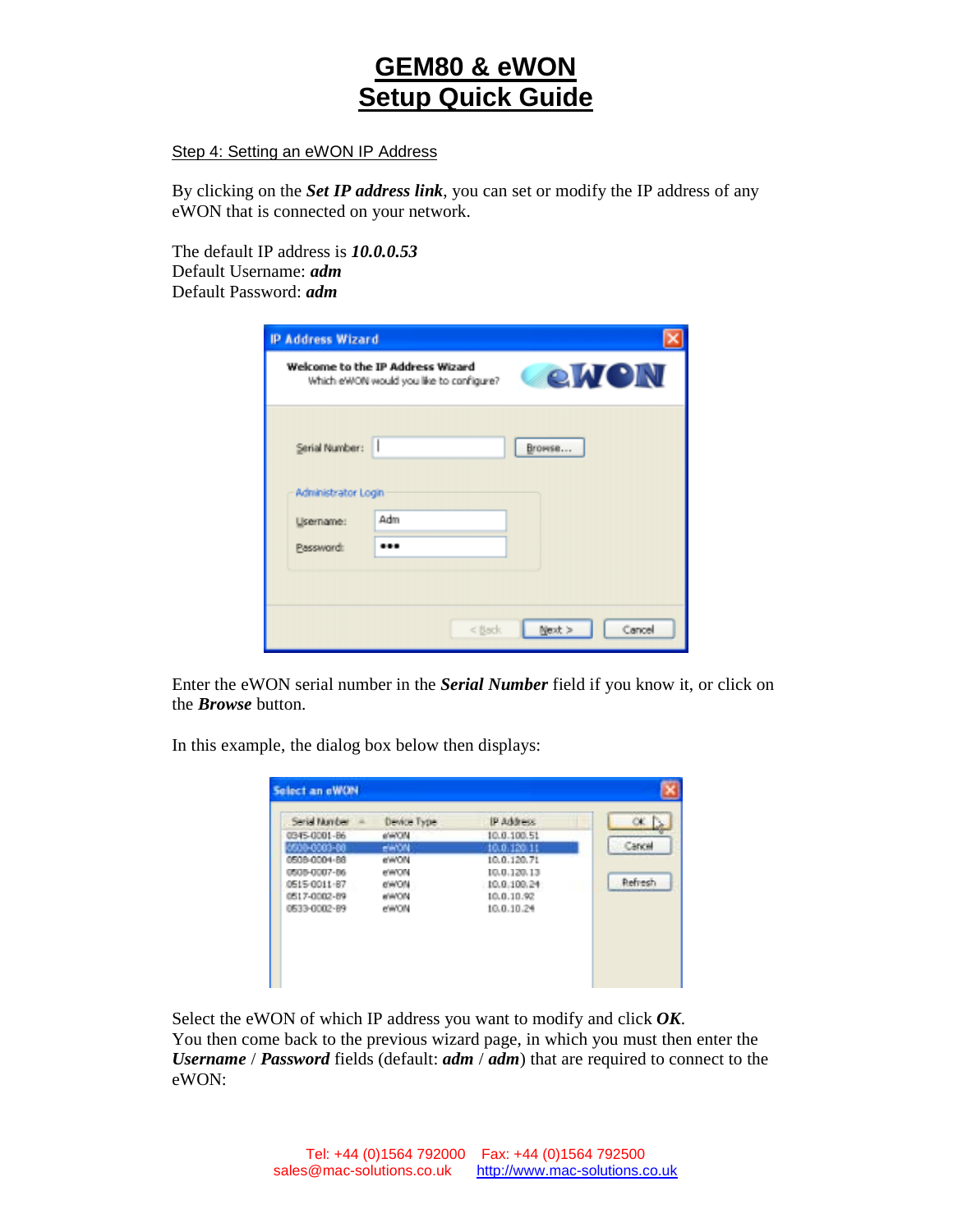# GEM80 & eWON Setup Quick Guide

Step 4: Setting an eWON IP Address

By clicking on the ***Set IP address link***, you can set or modify the IP address of any eWON that is connected on your network.

The default IP address is ***10.0.0.53***
Default Username: ***adm***
Default Password: ***adm***

Enter the eWON serial number in the ***Serial Number*** field if you know it, or click on the ***Browse*** button.

In this example, the dialog box below then displays:

Select the eWON of which IP address you want to modify and click ***OK***.
You then come back to the previous wizard page, in which you must then enter the ***Username*** / ***Password*** fields (default: ***adm*** / ***adm***) that are required to connect to the eWON:

Tel: +44 (0)1564 792000 Fax: +44 (0)1564 792500
sales@mac-solutions.co.uk http://www.mac-solutions.co.uk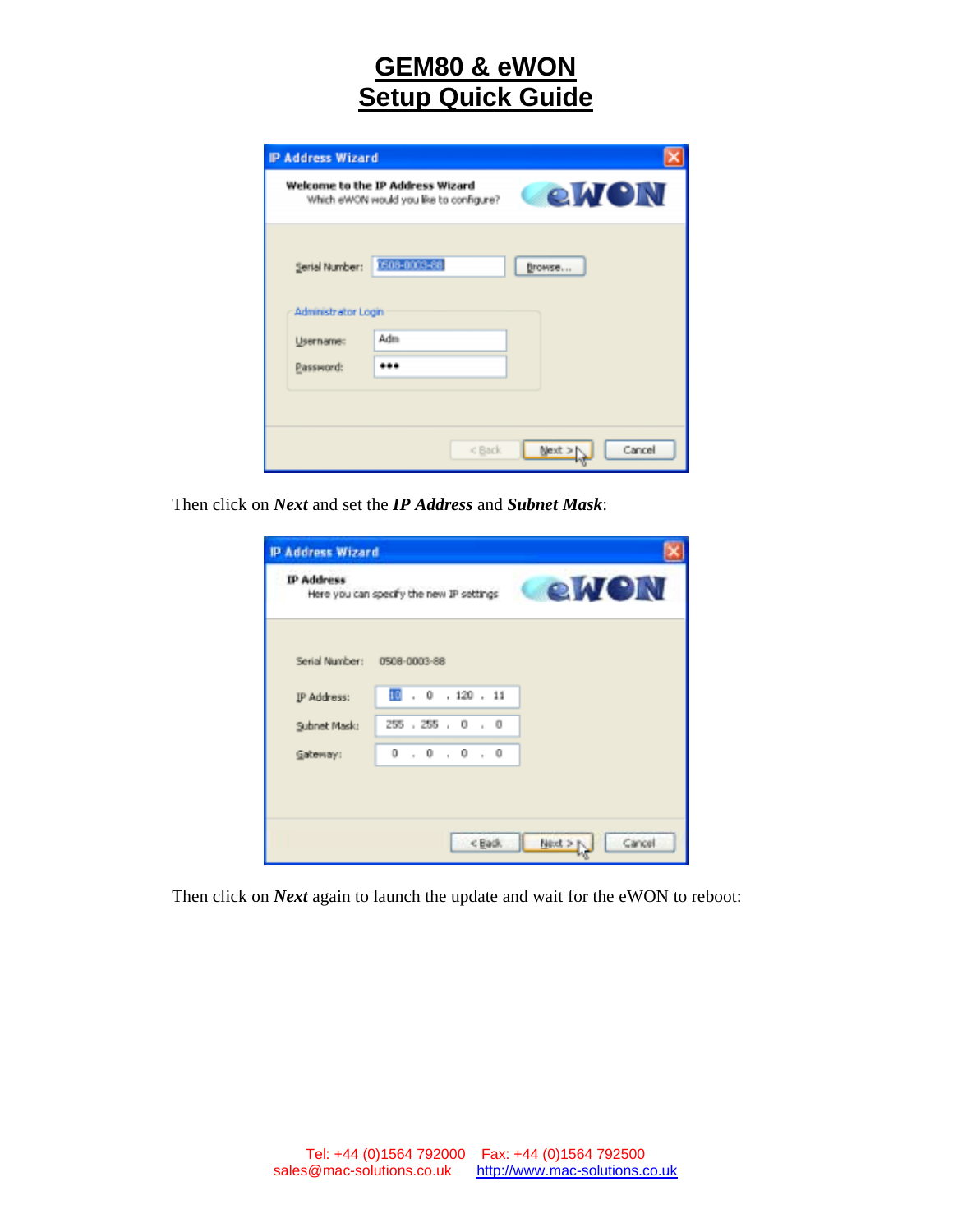# GEM80 & eWON
# Setup Quick Guide

Then click on ***Next*** and set the ***IP Address*** and ***Subnet Mask***:

Then click on ***Next*** again to launch the update and wait for the eWON to reboot: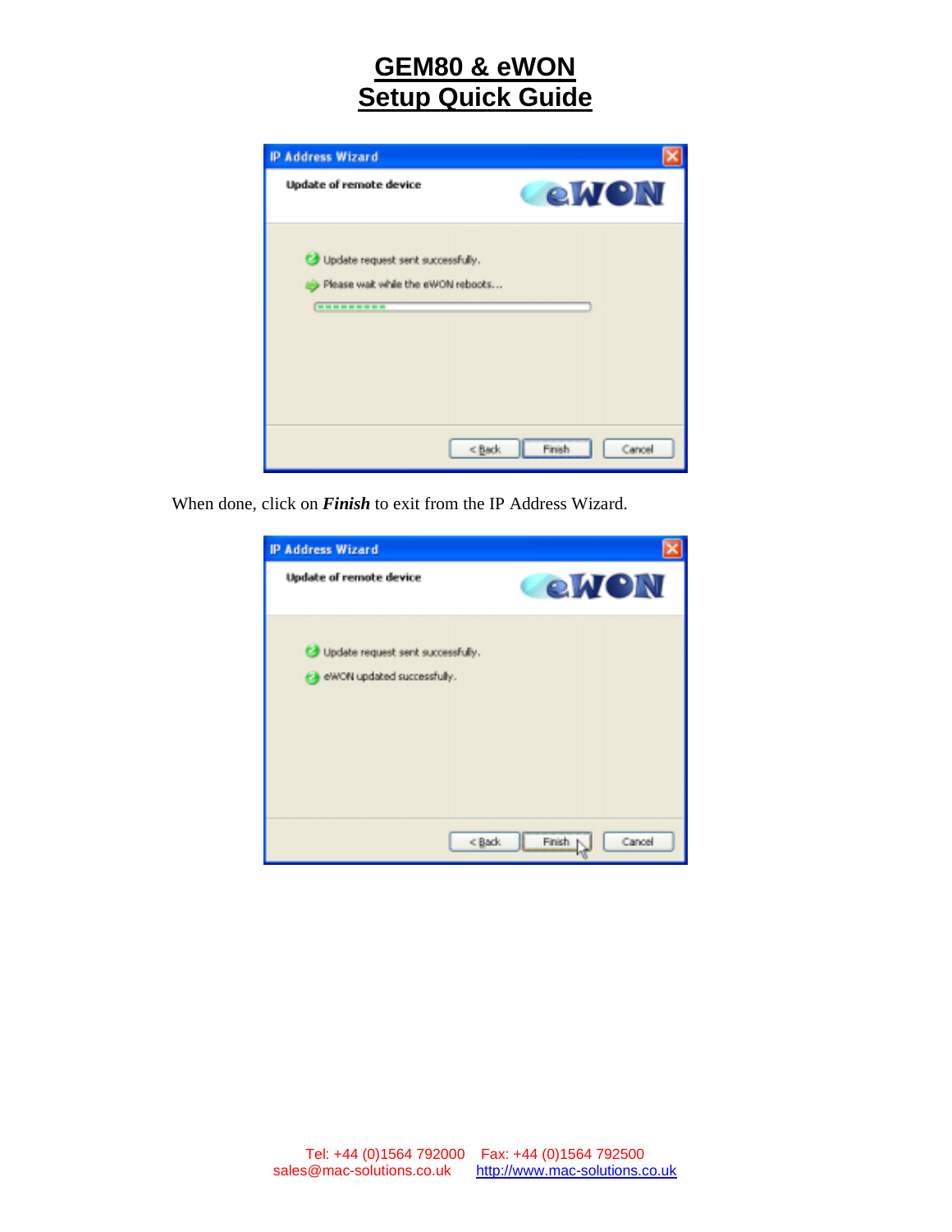# GEM80 & eWON Setup Quick Guide

When done, click on ***Finish*** to exit from the IP Address Wizard.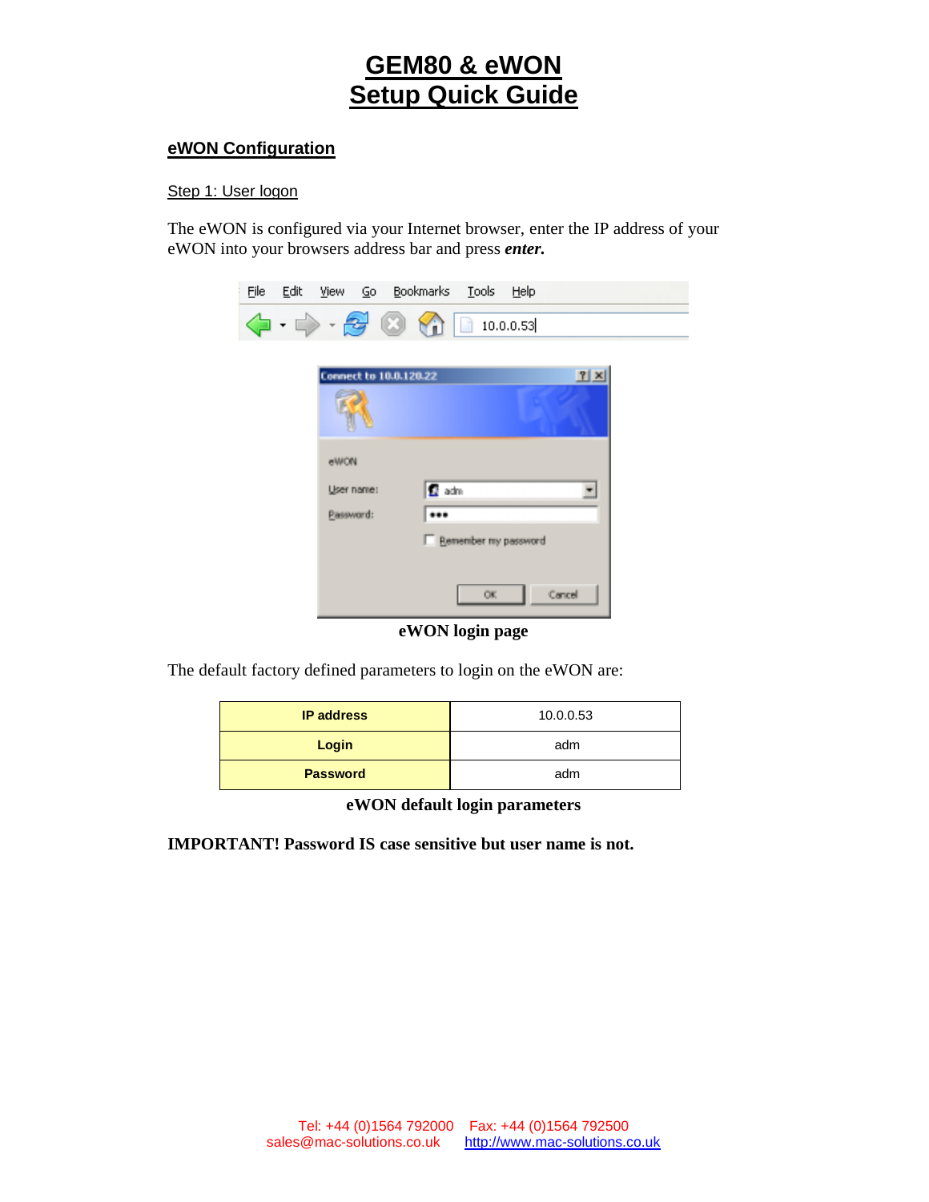# GEM80 & eWON Setup Quick Guide

## eWON Configuration

### Step 1: User logon

The eWON is configured via your Internet browser, enter the IP address of your eWON into your browsers address bar and press ***enter.***

**eWON login page**

The default factory defined parameters to login on the eWON are:

| **IP address** | 10.0.0.53 |
|---|---|
| **Login** | adm |
| **Password** | adm |

**eWON default login parameters**

**IMPORTANT! Password IS case sensitive but user name is not.**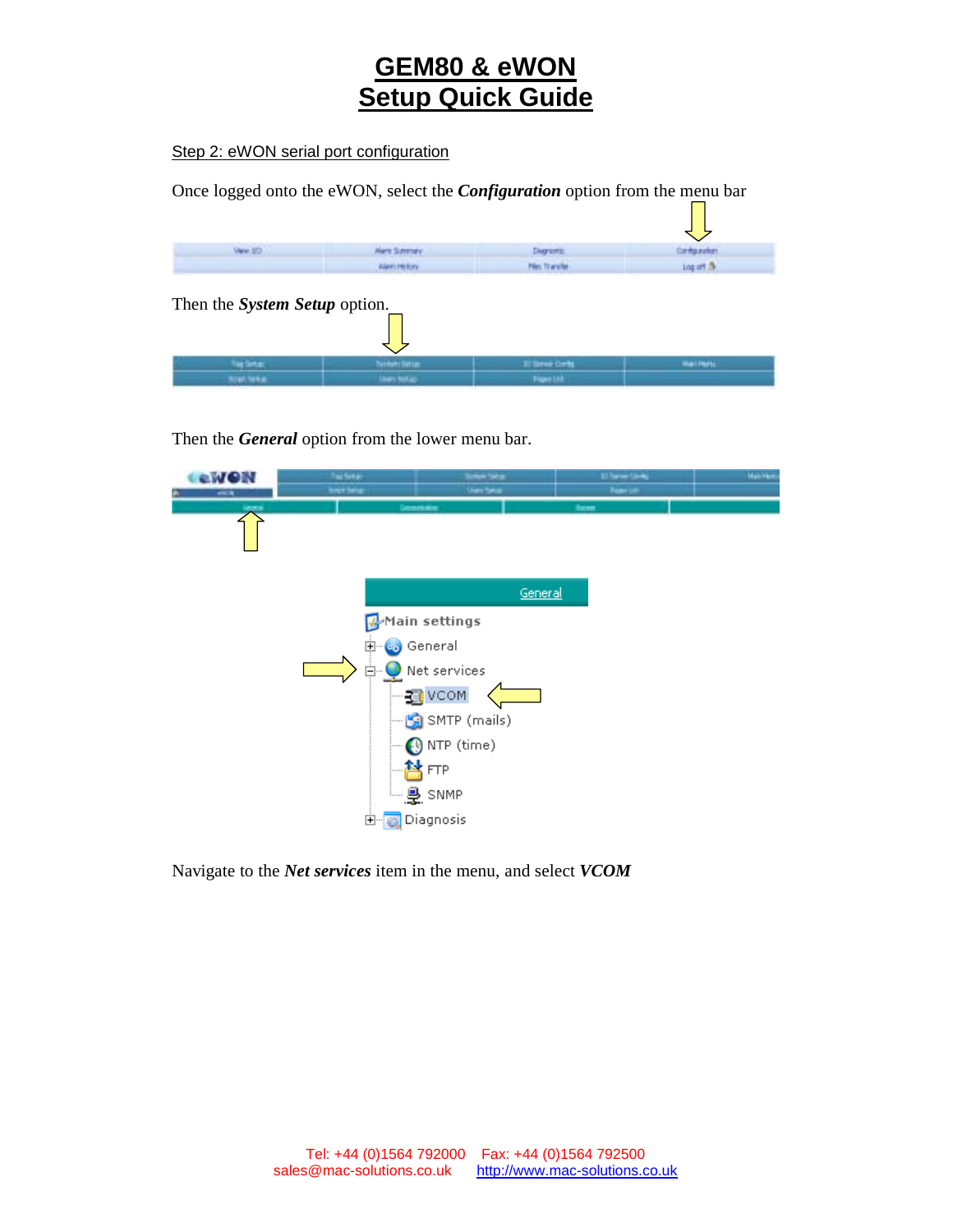# GEM80 & eWON
# Setup Quick Guide

Step 2: eWON serial port configuration

Once logged onto the eWON, select the ***Configuration*** option from the menu bar

Then the ***System Setup*** option.

Then the ***General*** option from the lower menu bar.

Navigate to the ***Net services*** item in the menu, and select ***VCOM***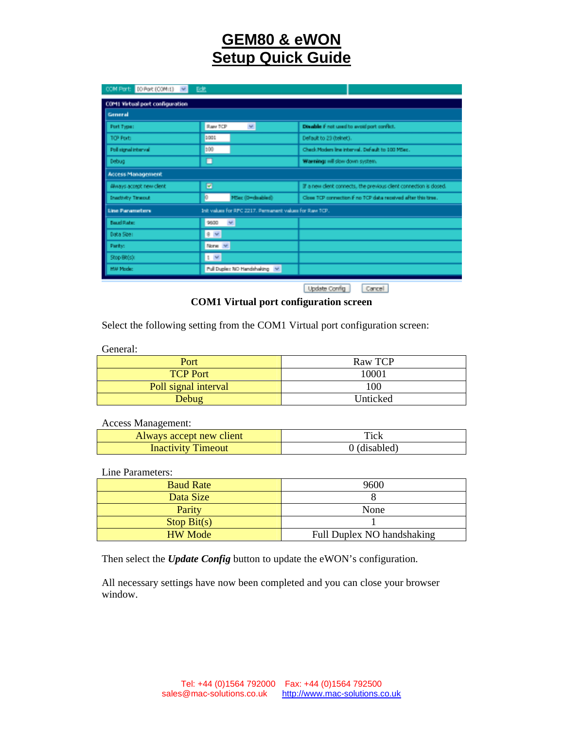# GEM80 & eWON
# Setup Quick Guide

**COM1 Virtual port configuration screen**

Select the following setting from the COM1 Virtual port configuration screen:

General:

| Port | Raw TCP |
|---|---|
| TCP Port | 10001 |
| Poll signal interval | 100 |
| Debug | Unticked |

Access Management:

| Always accept new client | Tick |
|---|---|
| Inactivity Timeout | 0 (disabled) |

Line Parameters:

| Baud Rate | 9600 |
|---|---|
| Data Size | 8 |
| Parity | None |
| Stop Bit(s) | 1 |
| HW Mode | Full Duplex NO handshaking |

Then select the ***Update Config*** button to update the eWON's configuration.

All necessary settings have now been completed and you can close your browser window.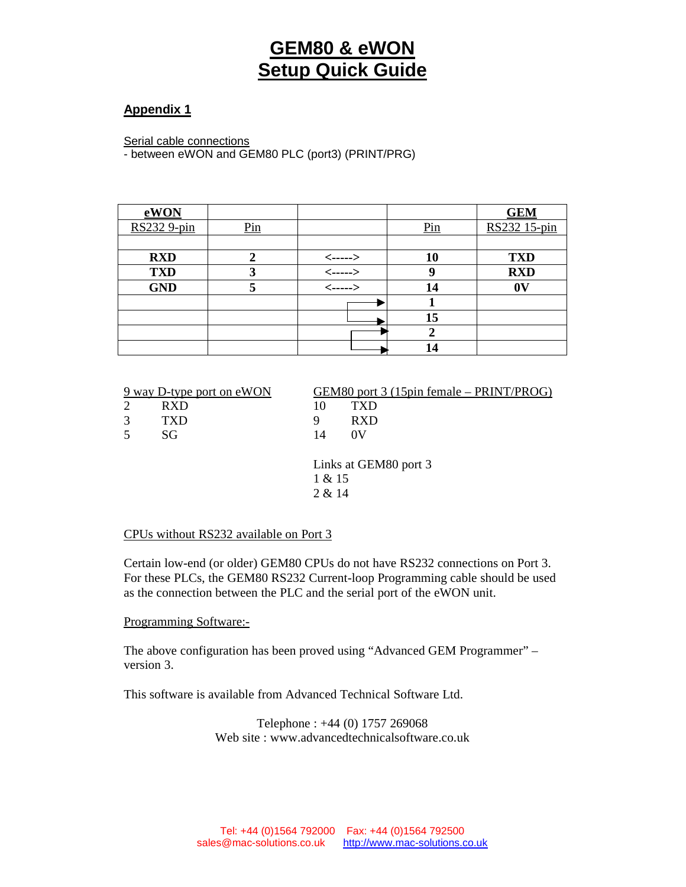# GEM80 & eWON
# Setup Quick Guide

## Appendix 1

Serial cable connections
- between eWON and GEM80 PLC (port3) (PRINT/PRG)

| eWON | | | | GEM |
|---|---|---|---|---|
| RS232 9-pin | Pin | | Pin | RS232 15-pin |
| | | | | |
| **RXD** | **2** | <-----> | **10** | **TXD** |
| **TXD** | **3** | <-----> | **9** | **RXD** |
| **GND** | **5** | <-----> | **14** | **0V** |
| | | | **1** | |
| | | | **15** | |
| | | | **2** | |
| | | | **14** | |

9 way D-type port on eWON

| | |
|---|---|
| 2 | RXD |
| 3 | TXD |
| 5 | SG |

GEM80 port 3 (15pin female – PRINT/PROG)

| | |
|---|---|
| 10 | TXD |
| 9 | RXD |
| 14 | 0V |

Links at GEM80 port 3
1 & 15
2 & 14

CPUs without RS232 available on Port 3

Certain low-end (or older) GEM80 CPUs do not have RS232 connections on Port 3. For these PLCs, the GEM80 RS232 Current-loop Programming cable should be used as the connection between the PLC and the serial port of the eWON unit.

Programming Software:-

The above configuration has been proved using "Advanced GEM Programmer" – version 3.

This software is available from Advanced Technical Software Ltd.

Telephone : +44 (0) 1757 269068
Web site : www.advancedtechnicalsoftware.co.uk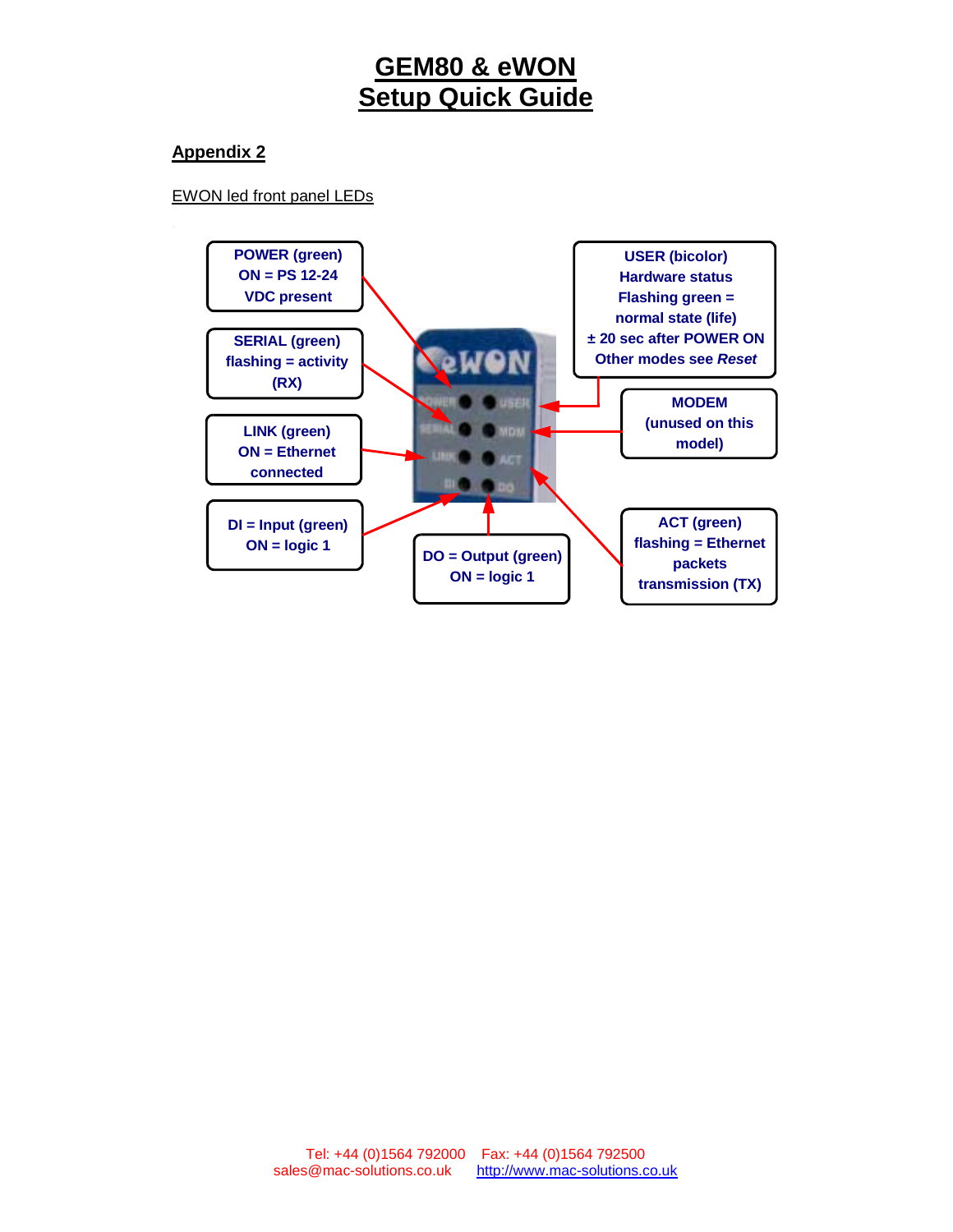# GEM80 & eWON
# Setup Quick Guide

## Appendix 2

EWON led front panel LEDs

POWER (green)
ON = PS 12-24
VDC present

SERIAL (green)
flashing = activity
(RX)

LINK (green)
ON = Ethernet
connected

DI = Input (green)
ON = logic 1

DO = Output (green)
ON = logic 1

USER (bicolor)
Hardware status
Flashing green =
normal state (life)
± 20 sec after POWER ON
Other modes see *Reset*

MODEM
(unused on this
model)

ACT (green)
flashing = Ethernet
packets
transmission (TX)

Tel: +44 (0)1564 792000 Fax: +44 (0)1564 792500
sales@mac-solutions.co.uk http://www.mac-solutions.co.uk